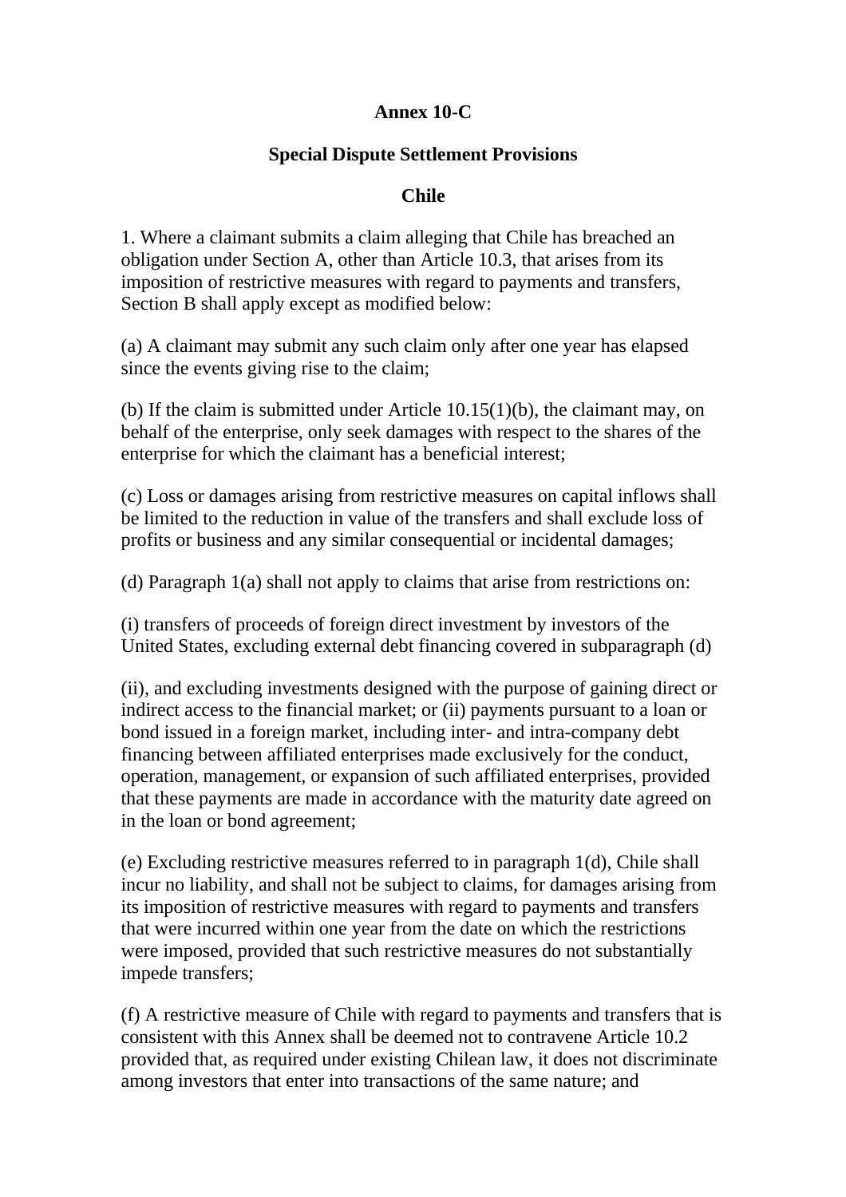**Annex 10-C**

**Special Dispute Settlement Provisions**

**Chile**

1. Where a claimant submits a claim alleging that Chile has breached an obligation under Section A, other than Article 10.3, that arises from its imposition of restrictive measures with regard to payments and transfers, Section B shall apply except as modified below:

(a) A claimant may submit any such claim only after one year has elapsed since the events giving rise to the claim;

(b) If the claim is submitted under Article 10.15(1)(b), the claimant may, on behalf of the enterprise, only seek damages with respect to the shares of the enterprise for which the claimant has a beneficial interest;

(c) Loss or damages arising from restrictive measures on capital inflows shall be limited to the reduction in value of the transfers and shall exclude loss of profits or business and any similar consequential or incidental damages;

(d) Paragraph 1(a) shall not apply to claims that arise from restrictions on:

(i) transfers of proceeds of foreign direct investment by investors of the United States, excluding external debt financing covered in subparagraph (d)

(ii), and excluding investments designed with the purpose of gaining direct or indirect access to the financial market; or (ii) payments pursuant to a loan or bond issued in a foreign market, including inter- and intra-company debt financing between affiliated enterprises made exclusively for the conduct, operation, management, or expansion of such affiliated enterprises, provided that these payments are made in accordance with the maturity date agreed on in the loan or bond agreement;

(e) Excluding restrictive measures referred to in paragraph 1(d), Chile shall incur no liability, and shall not be subject to claims, for damages arising from its imposition of restrictive measures with regard to payments and transfers that were incurred within one year from the date on which the restrictions were imposed, provided that such restrictive measures do not substantially impede transfers;

(f) A restrictive measure of Chile with regard to payments and transfers that is consistent with this Annex shall be deemed not to contravene Article 10.2 provided that, as required under existing Chilean law, it does not discriminate among investors that enter into transactions of the same nature; and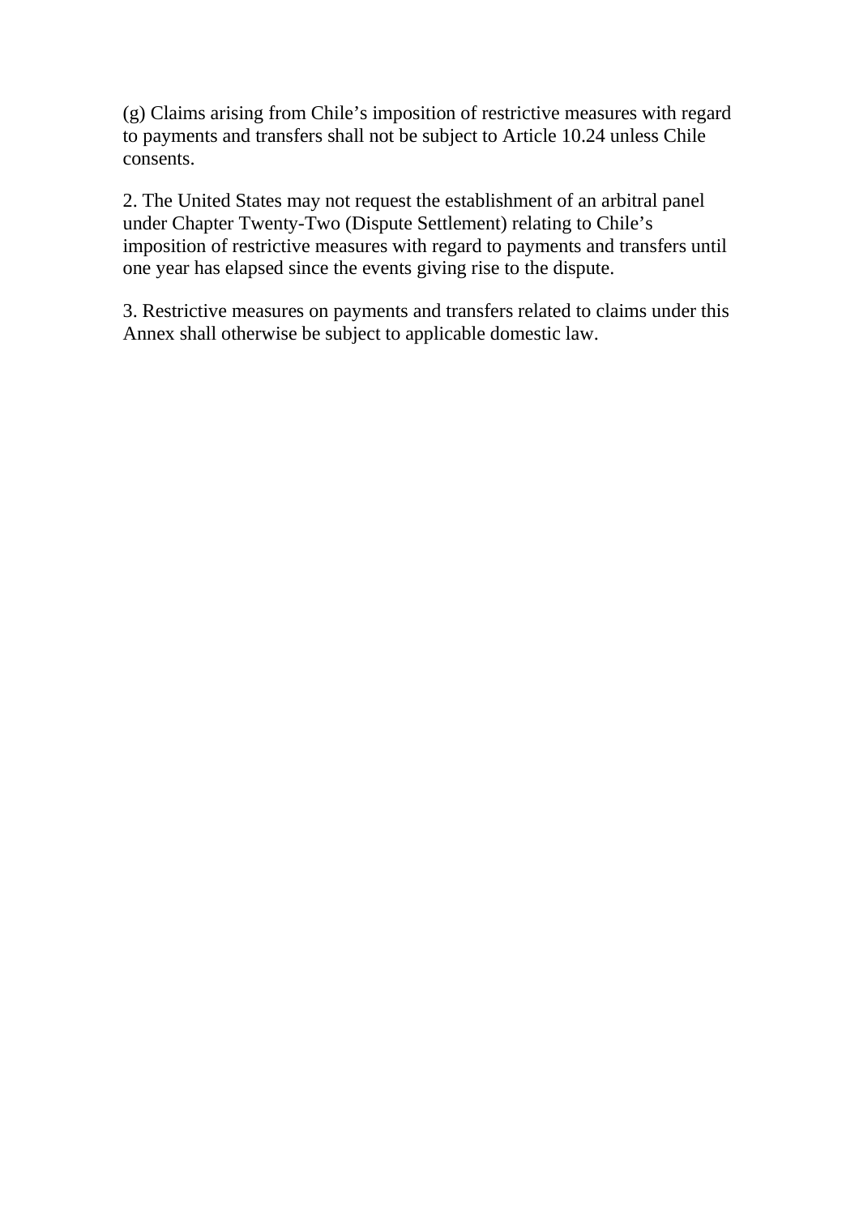(g) Claims arising from Chile's imposition of restrictive measures with regard to payments and transfers shall not be subject to Article 10.24 unless Chile consents.

2. The United States may not request the establishment of an arbitral panel under Chapter Twenty-Two (Dispute Settlement) relating to Chile's imposition of restrictive measures with regard to payments and transfers until one year has elapsed since the events giving rise to the dispute.

3. Restrictive measures on payments and transfers related to claims under this Annex shall otherwise be subject to applicable domestic law.